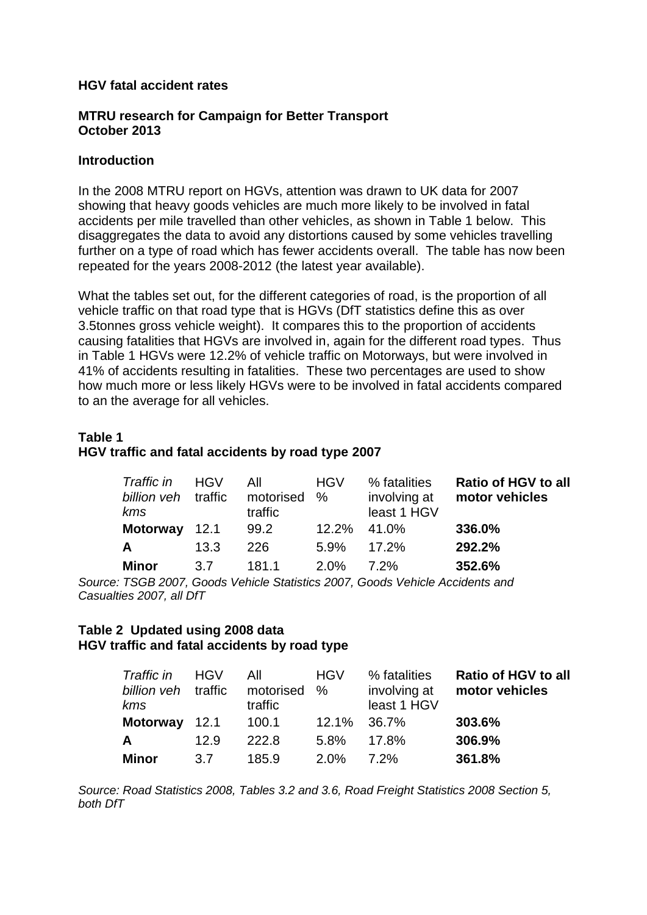**HGV fatal accident rates**

**MTRU research for Campaign for Better Transport**
**October 2013**

**Introduction**

In the 2008 MTRU report on HGVs, attention was drawn to UK data for 2007 showing that heavy goods vehicles are much more likely to be involved in fatal accidents per mile travelled than other vehicles, as shown in Table 1 below. This disaggregates the data to avoid any distortions caused by some vehicles travelling further on a type of road which has fewer accidents overall. The table has now been repeated for the years 2008-2012 (the latest year available).

What the tables set out, for the different categories of road, is the proportion of all vehicle traffic on that road type that is HGVs (DfT statistics define this as over 3.5tonnes gross vehicle weight). It compares this to the proportion of accidents causing fatalities that HGVs are involved in, again for the different road types. Thus in Table 1 HGVs were 12.2% of vehicle traffic on Motorways, but were involved in 41% of accidents resulting in fatalities. These two percentages are used to show how much more or less likely HGVs were to be involved in fatal accidents compared to an the average for all vehicles.

**Table 1**
**HGV traffic and fatal accidents by road type 2007**

| *Traffic in billion veh kms* | HGV traffic | All motorised traffic | HGV % | % fatalities involving at least 1 HGV | **Ratio of HGV to all motor vehicles** |
|---|---|---|---|---|---|
| **Motorway** | 12.1 | 99.2 | 12.2% | 41.0% | **336.0%** |
| **A** | 13.3 | 226 | 5.9% | 17.2% | **292.2%** |
| **Minor** | 3.7 | 181.1 | 2.0% | 7.2% | **352.6%** |

*Source: TSGB 2007, Goods Vehicle Statistics 2007, Goods Vehicle Accidents and Casualties 2007, all DfT*

**Table 2 Updated using 2008 data**
**HGV traffic and fatal accidents by road type**

| *Traffic in billion veh kms* | HGV traffic | All motorised traffic | HGV % | % fatalities involving at least 1 HGV | **Ratio of HGV to all motor vehicles** |
|---|---|---|---|---|---|
| **Motorway** | 12.1 | 100.1 | 12.1% | 36.7% | **303.6%** |
| **A** | 12.9 | 222.8 | 5.8% | 17.8% | **306.9%** |
| **Minor** | 3.7 | 185.9 | 2.0% | 7.2% | **361.8%** |

*Source: Road Statistics 2008, Tables 3.2 and 3.6, Road Freight Statistics 2008 Section 5, both DfT*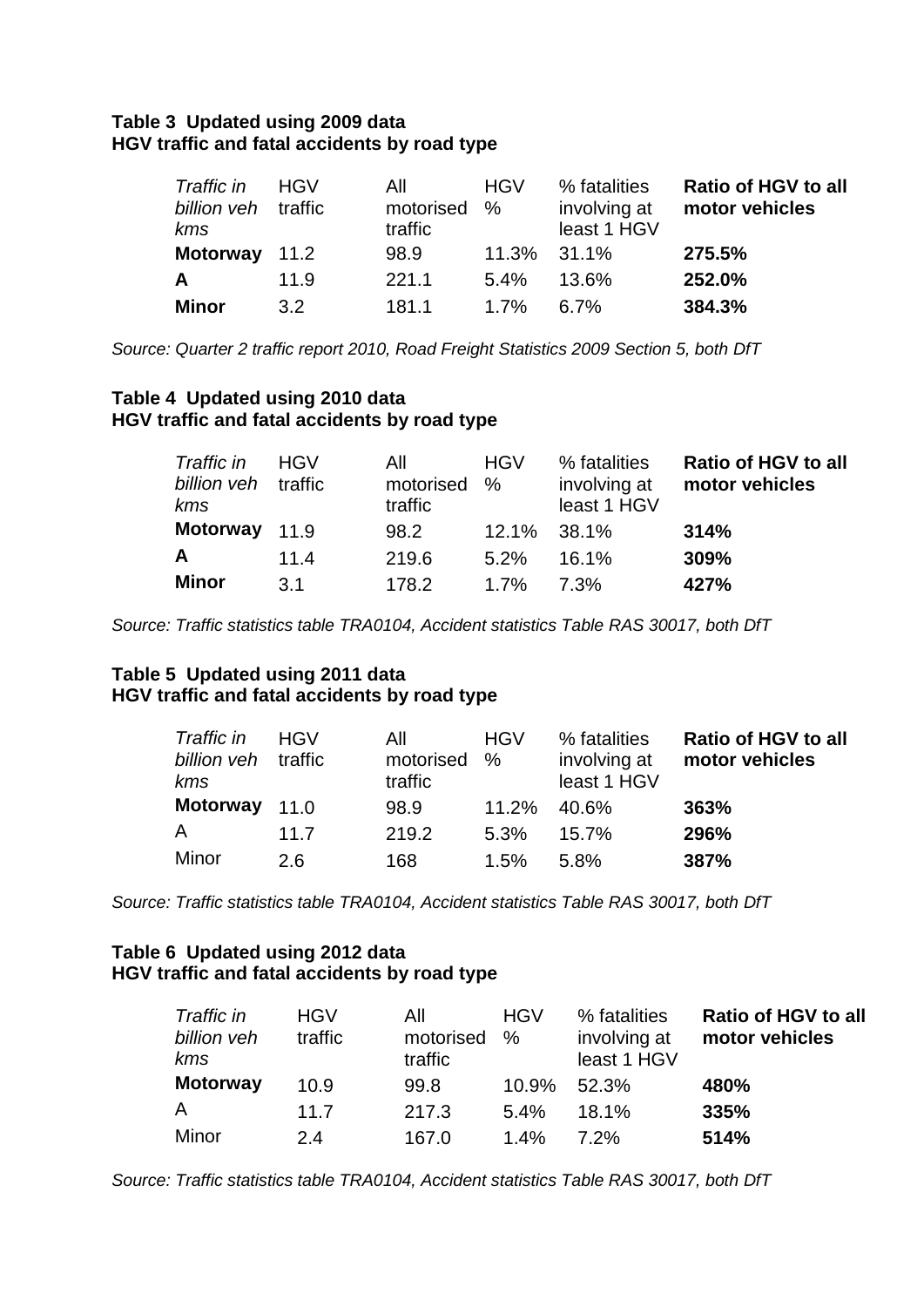**Table 3 Updated using 2009 data**
**HGV traffic and fatal accidents by road type**

| *Traffic in billion veh kms* | HGV traffic | All motorised traffic | HGV % | % fatalities involving at least 1 HGV | **Ratio of HGV to all motor vehicles** |
|---|---|---|---|---|---|
| **Motorway** | 11.2 | 98.9 | 11.3% | 31.1% | **275.5%** |
| **A** | 11.9 | 221.1 | 5.4% | 13.6% | **252.0%** |
| **Minor** | 3.2 | 181.1 | 1.7% | 6.7% | **384.3%** |

*Source: Quarter 2 traffic report 2010, Road Freight Statistics 2009 Section 5, both DfT*

**Table 4 Updated using 2010 data**
**HGV traffic and fatal accidents by road type**

| *Traffic in billion veh kms* | HGV traffic | All motorised traffic | HGV % | % fatalities involving at least 1 HGV | **Ratio of HGV to all motor vehicles** |
|---|---|---|---|---|---|
| **Motorway** | 11.9 | 98.2 | 12.1% | 38.1% | **314%** |
| **A** | 11.4 | 219.6 | 5.2% | 16.1% | **309%** |
| **Minor** | 3.1 | 178.2 | 1.7% | 7.3% | **427%** |

*Source: Traffic statistics table TRA0104, Accident statistics Table RAS 30017, both DfT*

**Table 5 Updated using 2011 data**
**HGV traffic and fatal accidents by road type**

| *Traffic in billion veh kms* | HGV traffic | All motorised traffic | HGV % | % fatalities involving at least 1 HGV | **Ratio of HGV to all motor vehicles** |
|---|---|---|---|---|---|
| **Motorway** | 11.0 | 98.9 | 11.2% | 40.6% | **363%** |
| A | 11.7 | 219.2 | 5.3% | 15.7% | **296%** |
| Minor | 2.6 | 168 | 1.5% | 5.8% | **387%** |

*Source: Traffic statistics table TRA0104, Accident statistics Table RAS 30017, both DfT*

**Table 6 Updated using 2012 data**
**HGV traffic and fatal accidents by road type**

| *Traffic in billion veh kms* | HGV traffic | All motorised traffic | HGV % | % fatalities involving at least 1 HGV | **Ratio of HGV to all motor vehicles** |
|---|---|---|---|---|---|
| **Motorway** | 10.9 | 99.8 | 10.9% | 52.3% | **480%** |
| A | 11.7 | 217.3 | 5.4% | 18.1% | **335%** |
| Minor | 2.4 | 167.0 | 1.4% | 7.2% | **514%** |

*Source: Traffic statistics table TRA0104, Accident statistics Table RAS 30017, both DfT*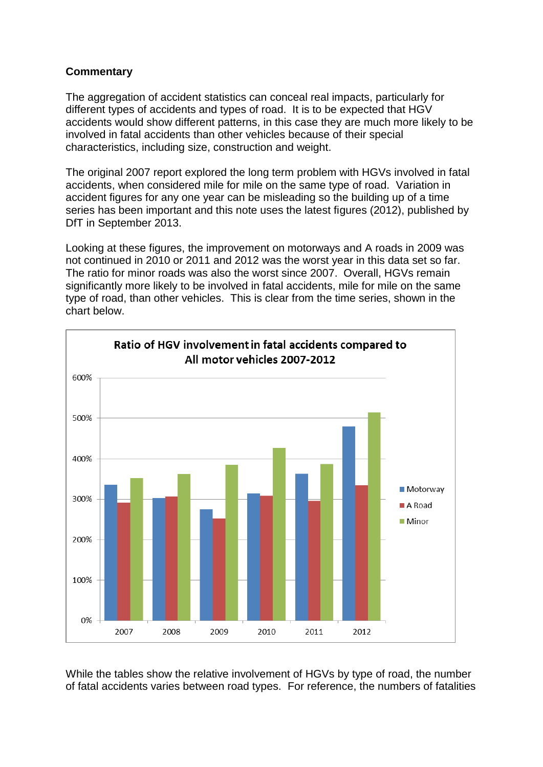**Commentary**

The aggregation of accident statistics can conceal real impacts, particularly for different types of accidents and types of road. It is to be expected that HGV accidents would show different patterns, in this case they are much more likely to be involved in fatal accidents than other vehicles because of their special characteristics, including size, construction and weight.

The original 2007 report explored the long term problem with HGVs involved in fatal accidents, when considered mile for mile on the same type of road. Variation in accident figures for any one year can be misleading so the building up of a time series has been important and this note uses the latest figures (2012), published by DfT in September 2013.

Looking at these figures, the improvement on motorways and A roads in 2009 was not continued in 2010 or 2011 and 2012 was the worst year in this data set so far. The ratio for minor roads was also the worst since 2007. Overall, HGVs remain significantly more likely to be involved in fatal accidents, mile for mile on the same type of road, than other vehicles. This is clear from the time series, shown in the chart below.

Ratio of HGV involvement in fatal accidents compared to All motor vehicles 2007-2012

600%
500%
400%
300%
200%
100%
0%

2007
2008
2009
2010
2011
2012

Motorway
A Road
Minor

While the tables show the relative involvement of HGVs by type of road, the number of fatal accidents varies between road types. For reference, the numbers of fatalities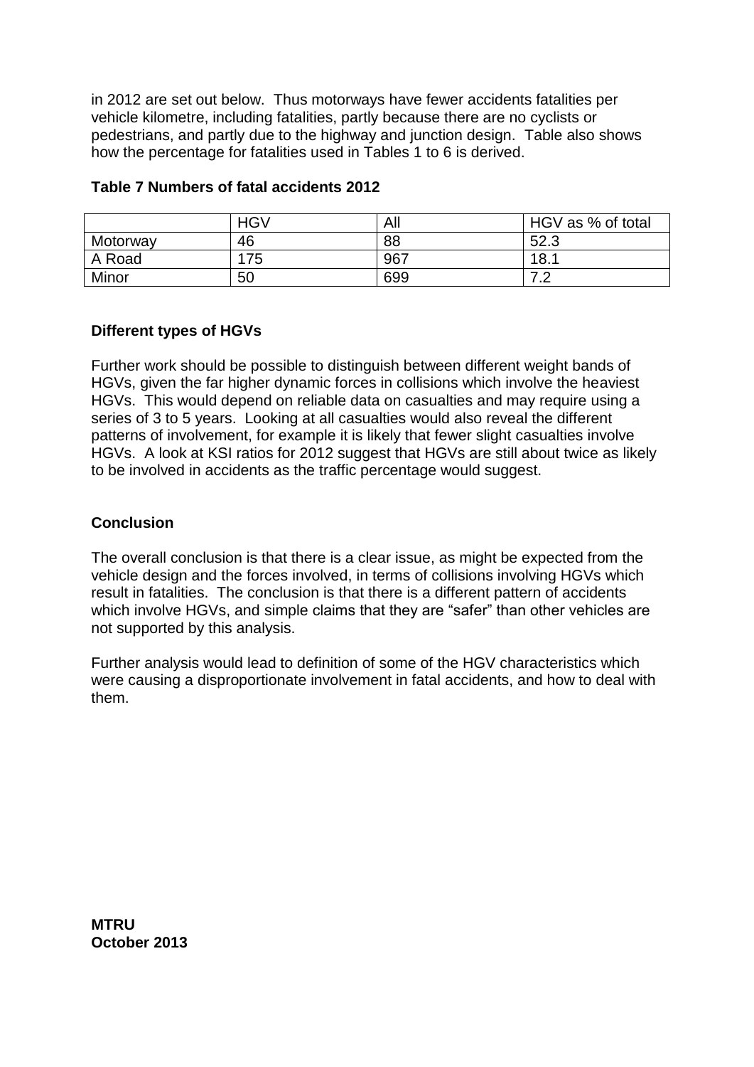in 2012 are set out below. Thus motorways have fewer accidents fatalities per vehicle kilometre, including fatalities, partly because there are no cyclists or pedestrians, and partly due to the highway and junction design. Table also shows how the percentage for fatalities used in Tables 1 to 6 is derived.

**Table 7 Numbers of fatal accidents 2012**

| | HGV | All | HGV as % of total |
|---|---|---|---|
| Motorway | 46 | 88 | 52.3 |
| A Road | 175 | 967 | 18.1 |
| Minor | 50 | 699 | 7.2 |

### Different types of HGVs

Further work should be possible to distinguish between different weight bands of HGVs, given the far higher dynamic forces in collisions which involve the heaviest HGVs. This would depend on reliable data on casualties and may require using a series of 3 to 5 years. Looking at all casualties would also reveal the different patterns of involvement, for example it is likely that fewer slight casualties involve HGVs. A look at KSI ratios for 2012 suggest that HGVs are still about twice as likely to be involved in accidents as the traffic percentage would suggest.

### Conclusion

The overall conclusion is that there is a clear issue, as might be expected from the vehicle design and the forces involved, in terms of collisions involving HGVs which result in fatalities. The conclusion is that there is a different pattern of accidents which involve HGVs, and simple claims that they are "safer" than other vehicles are not supported by this analysis.

Further analysis would lead to definition of some of the HGV characteristics which were causing a disproportionate involvement in fatal accidents, and how to deal with them.

**MTRU**
**October 2013**